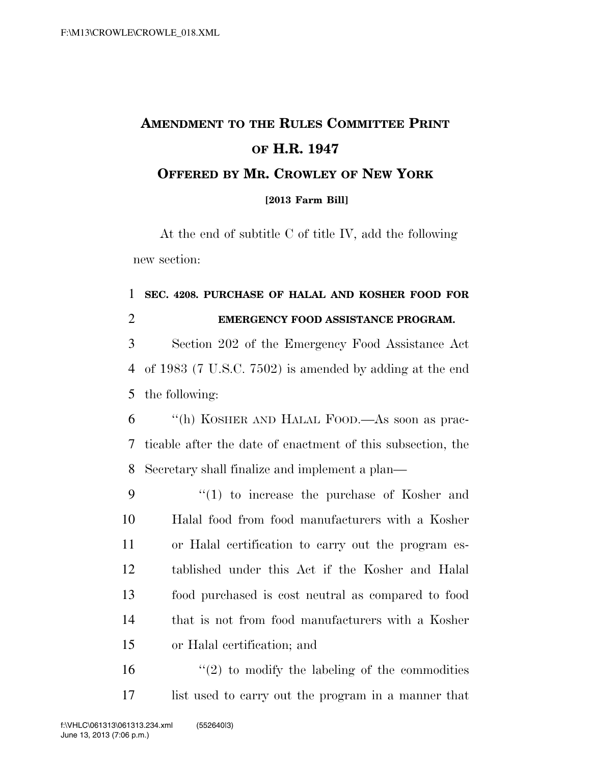# AMENDMENT TO THE RULES COMMITTEE PRINT OF H.R. 1947

## OFFERED BY MR. CROWLEY OF NEW YORK

**[2013 Farm Bill]**

At the end of subtitle C of title IV, add the following new section:

**SEC. 4208. PURCHASE OF HALAL AND KOSHER FOOD FOR EMERGENCY FOOD ASSISTANCE PROGRAM.**

Section 202 of the Emergency Food Assistance Act of 1983 (7 U.S.C. 7502) is amended by adding at the end the following:

"(h) KOSHER AND HALAL FOOD.—As soon as practicable after the date of enactment of this subsection, the Secretary shall finalize and implement a plan—

"(1) to increase the purchase of Kosher and Halal food from food manufacturers with a Kosher or Halal certification to carry out the program established under this Act if the Kosher and Halal food purchased is cost neutral as compared to food that is not from food manufacturers with a Kosher or Halal certification; and

"(2) to modify the labeling of the commodities list used to carry out the program in a manner that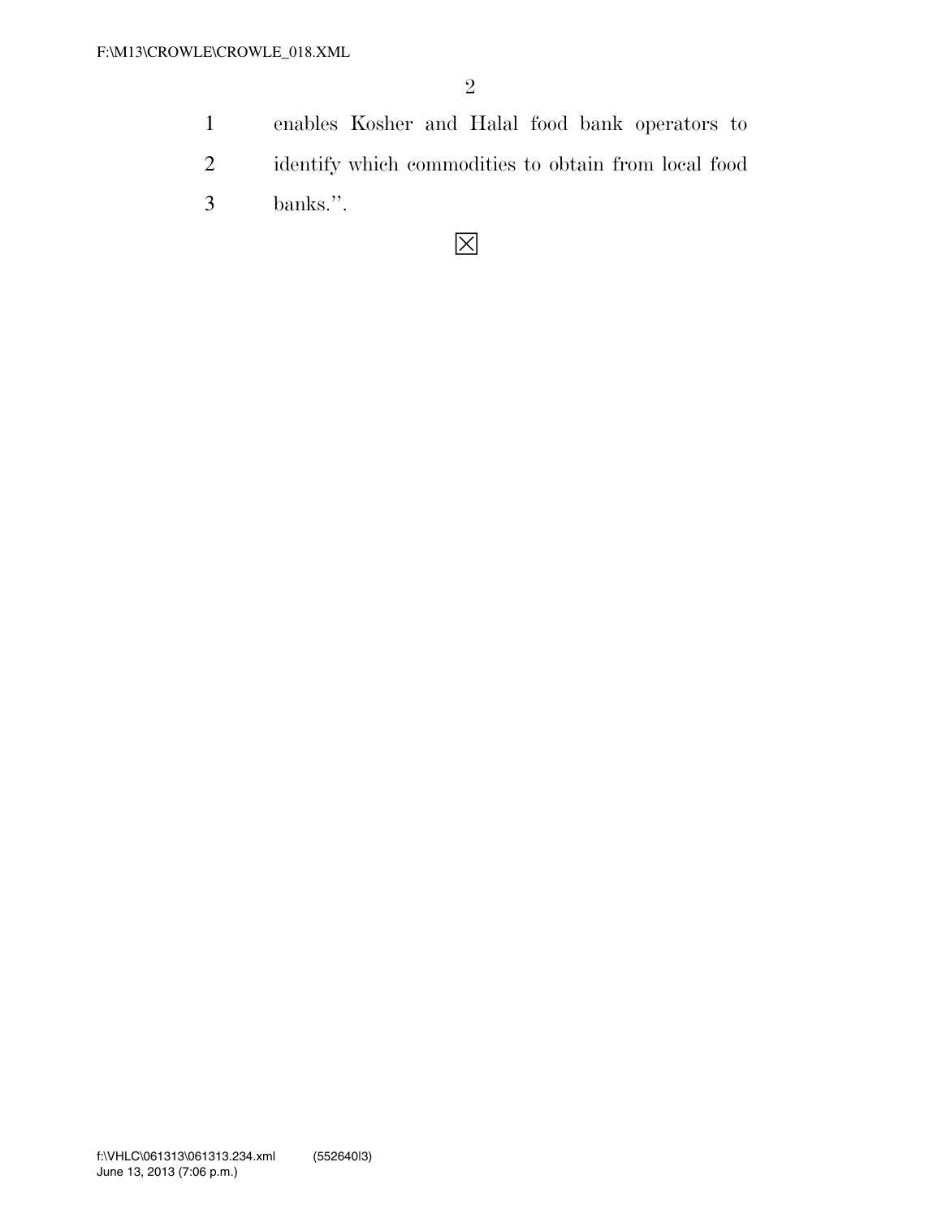enables Kosher and Halal food bank operators to identify which commodities to obtain from local food banks.''.

☒